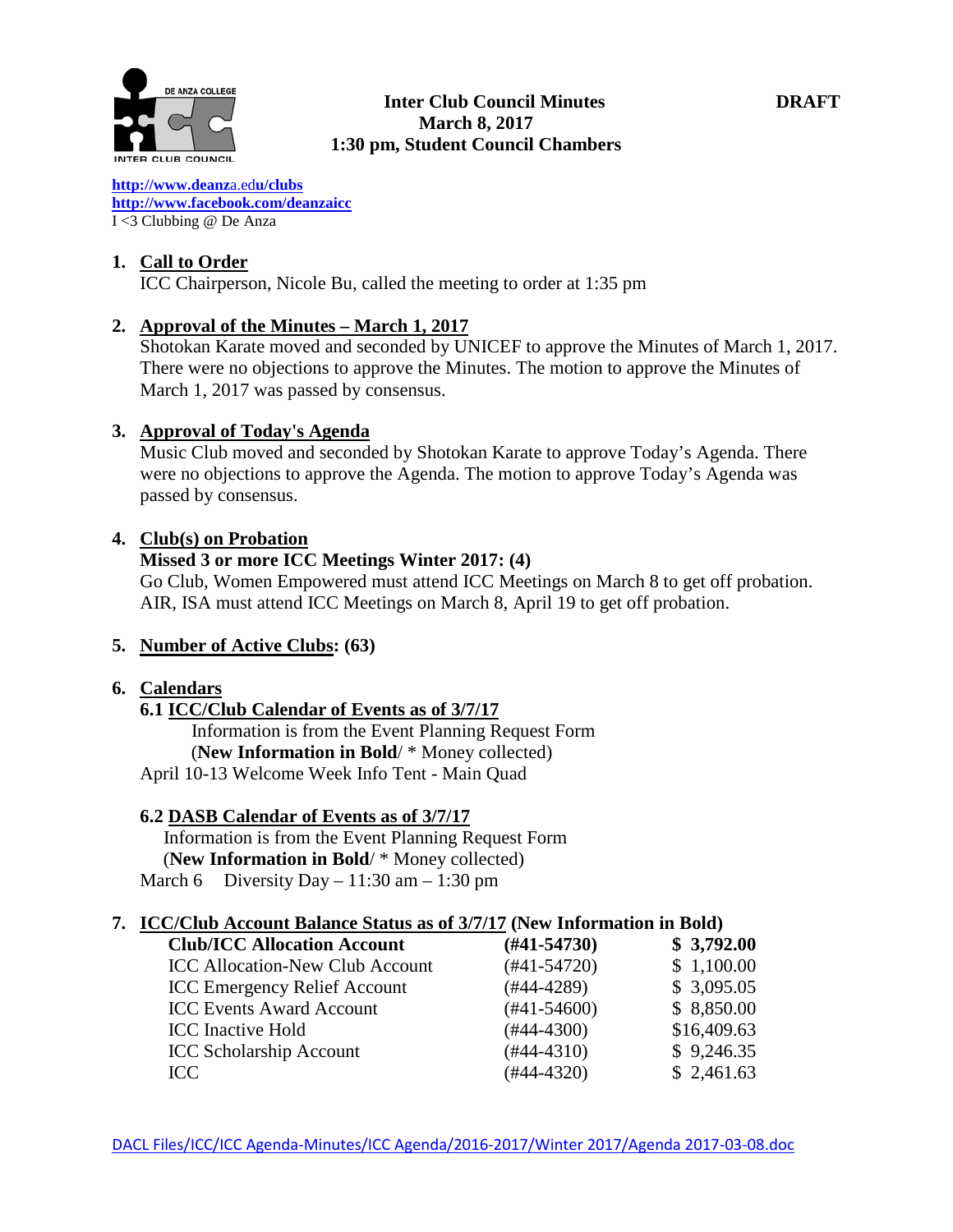# Inter Club Council Minutes — DRAFT

**March 8, 2017**
**1:30 pm, Student Council Chambers**

http://www.deanza.edu/clubs
http://www.facebook.com/deanzaicc
I <3 Clubbing @ De Anza

**1. Call to Order**

ICC Chairperson, Nicole Bu, called the meeting to order at 1:35 pm

**2. Approval of the Minutes – March 1, 2017**

Shotokan Karate moved and seconded by UNICEF to approve the Minutes of March 1, 2017. There were no objections to approve the Minutes. The motion to approve the Minutes of March 1, 2017 was passed by consensus.

**3. Approval of Today's Agenda**

Music Club moved and seconded by Shotokan Karate to approve Today's Agenda. There were no objections to approve the Agenda. The motion to approve Today's Agenda was passed by consensus.

**4. Club(s) on Probation**

**Missed 3 or more ICC Meetings Winter 2017: (4)**

Go Club, Women Empowered must attend ICC Meetings on March 8 to get off probation.
AIR, ISA must attend ICC Meetings on March 8, April 19 to get off probation.

**5. Number of Active Clubs: (63)**

**6. Calendars**

**6.1 ICC/Club Calendar of Events as of 3/7/17**

Information is from the Event Planning Request Form
(**New Information in Bold**/ * Money collected)

April 10-13 Welcome Week Info Tent - Main Quad

**6.2 DASB Calendar of Events as of 3/7/17**

Information is from the Event Planning Request Form
(**New Information in Bold**/ * Money collected)

March 6 Diversity Day – 11:30 am – 1:30 pm

**7. ICC/Club Account Balance Status as of 3/7/17 (New Information in Bold)**

| | | |
|---|---|---|
| **Club/ICC Allocation Account** | **(#41-54730)** | **$ 3,792.00** |
| ICC Allocation-New Club Account | (#41-54720) | $ 1,100.00 |
| ICC Emergency Relief Account | (#44-4289) | $ 3,095.05 |
| ICC Events Award Account | (#41-54600) | $ 8,850.00 |
| ICC Inactive Hold | (#44-4300) | $16,409.63 |
| ICC Scholarship Account | (#44-4310) | $ 9,246.35 |
| ICC | (#44-4320) | $ 2,461.63 |

DACL Files/ICC/ICC Agenda-Minutes/ICC Agenda/2016-2017/Winter 2017/Agenda 2017-03-08.doc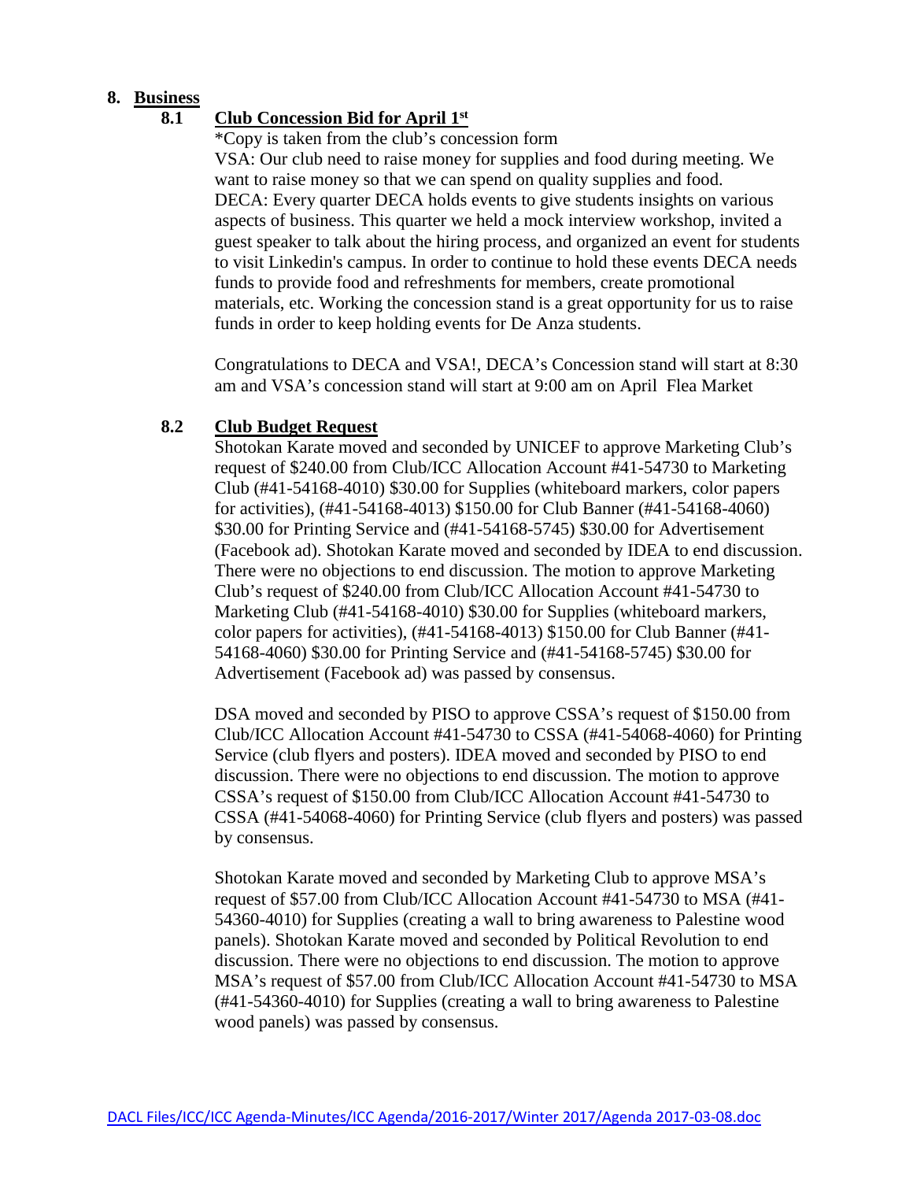## 8. Business

### 8.1 Club Concession Bid for April 1st

*Copy is taken from the club's concession form

VSA: Our club need to raise money for supplies and food during meeting. We want to raise money so that we can spend on quality supplies and food.

DECA: Every quarter DECA holds events to give students insights on various aspects of business. This quarter we held a mock interview workshop, invited a guest speaker to talk about the hiring process, and organized an event for students to visit Linkedin's campus. In order to continue to hold these events DECA needs funds to provide food and refreshments for members, create promotional materials, etc. Working the concession stand is a great opportunity for us to raise funds in order to keep holding events for De Anza students.

Congratulations to DECA and VSA!, DECA's Concession stand will start at 8:30 am and VSA's concession stand will start at 9:00 am on April Flea Market

### 8.2 Club Budget Request

Shotokan Karate moved and seconded by UNICEF to approve Marketing Club's request of $240.00 from Club/ICC Allocation Account #41-54730 to Marketing Club (#41-54168-4010) $30.00 for Supplies (whiteboard markers, color papers for activities), (#41-54168-4013) $150.00 for Club Banner (#41-54168-4060) $30.00 for Printing Service and (#41-54168-5745) $30.00 for Advertisement (Facebook ad). Shotokan Karate moved and seconded by IDEA to end discussion. There were no objections to end discussion. The motion to approve Marketing Club's request of $240.00 from Club/ICC Allocation Account #41-54730 to Marketing Club (#41-54168-4010) $30.00 for Supplies (whiteboard markers, color papers for activities), (#41-54168-4013) $150.00 for Club Banner (#41-54168-4060) $30.00 for Printing Service and (#41-54168-5745) $30.00 for Advertisement (Facebook ad) was passed by consensus.

DSA moved and seconded by PISO to approve CSSA's request of $150.00 from Club/ICC Allocation Account #41-54730 to CSSA (#41-54068-4060) for Printing Service (club flyers and posters). IDEA moved and seconded by PISO to end discussion. There were no objections to end discussion. The motion to approve CSSA's request of $150.00 from Club/ICC Allocation Account #41-54730 to CSSA (#41-54068-4060) for Printing Service (club flyers and posters) was passed by consensus.

Shotokan Karate moved and seconded by Marketing Club to approve MSA's request of $57.00 from Club/ICC Allocation Account #41-54730 to MSA (#41-54360-4010) for Supplies (creating a wall to bring awareness to Palestine wood panels). Shotokan Karate moved and seconded by Political Revolution to end discussion. There were no objections to end discussion. The motion to approve MSA's request of $57.00 from Club/ICC Allocation Account #41-54730 to MSA (#41-54360-4010) for Supplies (creating a wall to bring awareness to Palestine wood panels) was passed by consensus.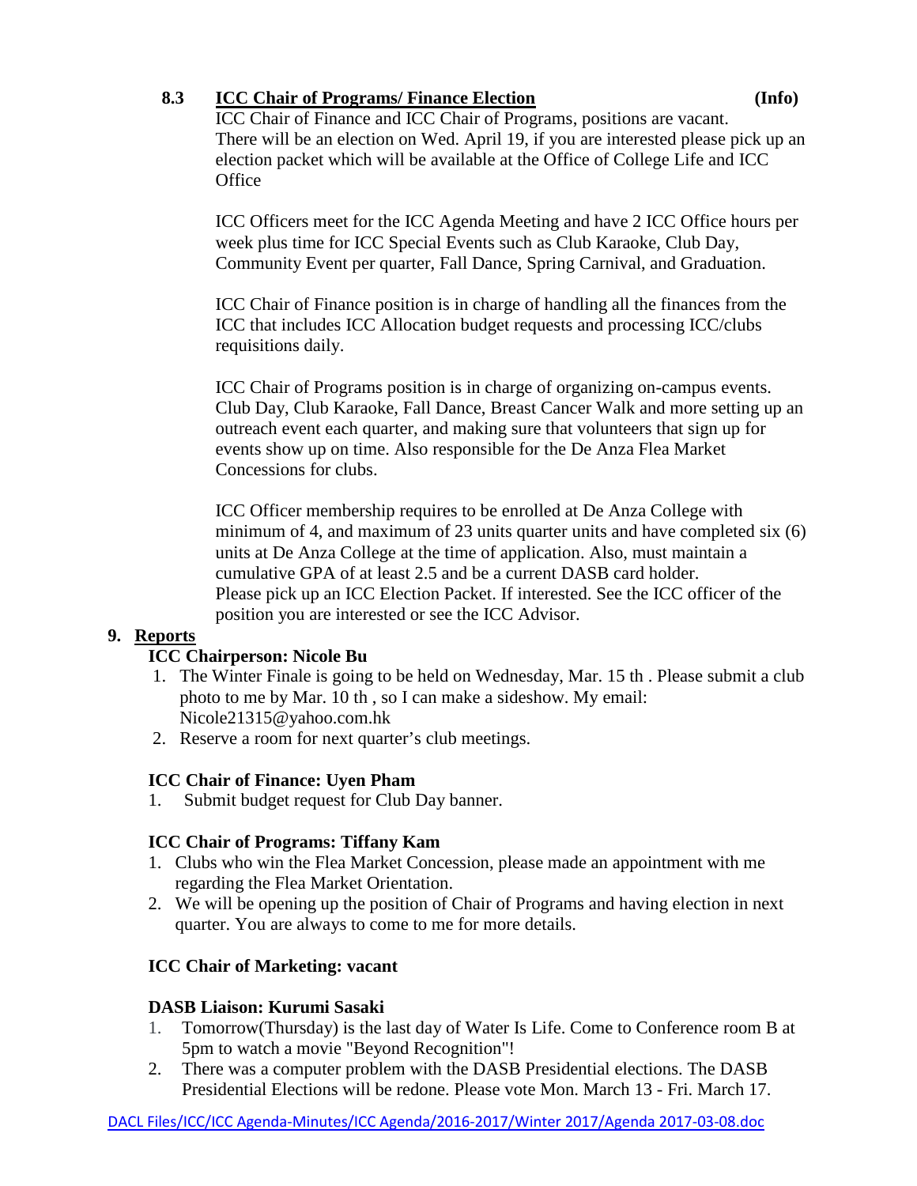### 8.3 ICC Chair of Programs/ Finance Election (Info)

ICC Chair of Finance and ICC Chair of Programs, positions are vacant. There will be an election on Wed. April 19, if you are interested please pick up an election packet which will be available at the Office of College Life and ICC Office

ICC Officers meet for the ICC Agenda Meeting and have 2 ICC Office hours per week plus time for ICC Special Events such as Club Karaoke, Club Day, Community Event per quarter, Fall Dance, Spring Carnival, and Graduation.

ICC Chair of Finance position is in charge of handling all the finances from the ICC that includes ICC Allocation budget requests and processing ICC/clubs requisitions daily.

ICC Chair of Programs position is in charge of organizing on-campus events. Club Day, Club Karaoke, Fall Dance, Breast Cancer Walk and more setting up an outreach event each quarter, and making sure that volunteers that sign up for events show up on time. Also responsible for the De Anza Flea Market Concessions for clubs.

ICC Officer membership requires to be enrolled at De Anza College with minimum of 4, and maximum of 23 units quarter units and have completed six (6) units at De Anza College at the time of application. Also, must maintain a cumulative GPA of at least 2.5 and be a current DASB card holder. Please pick up an ICC Election Packet. If interested. See the ICC officer of the position you are interested or see the ICC Advisor.

## 9. Reports

**ICC Chairperson: Nicole Bu**

1. The Winter Finale is going to be held on Wednesday, Mar. 15 th . Please submit a club photo to me by Mar. 10 th , so I can make a sideshow. My email: Nicole21315@yahoo.com.hk
2. Reserve a room for next quarter's club meetings.

**ICC Chair of Finance: Uyen Pham**

1. Submit budget request for Club Day banner.

**ICC Chair of Programs: Tiffany Kam**

1. Clubs who win the Flea Market Concession, please made an appointment with me regarding the Flea Market Orientation.
2. We will be opening up the position of Chair of Programs and having election in next quarter. You are always to come to me for more details.

**ICC Chair of Marketing: vacant**

**DASB Liaison: Kurumi Sasaki**

1. Tomorrow(Thursday) is the last day of Water Is Life. Come to Conference room B at 5pm to watch a movie "Beyond Recognition"!
2. There was a computer problem with the DASB Presidential elections. The DASB Presidential Elections will be redone. Please vote Mon. March 13 - Fri. March 17.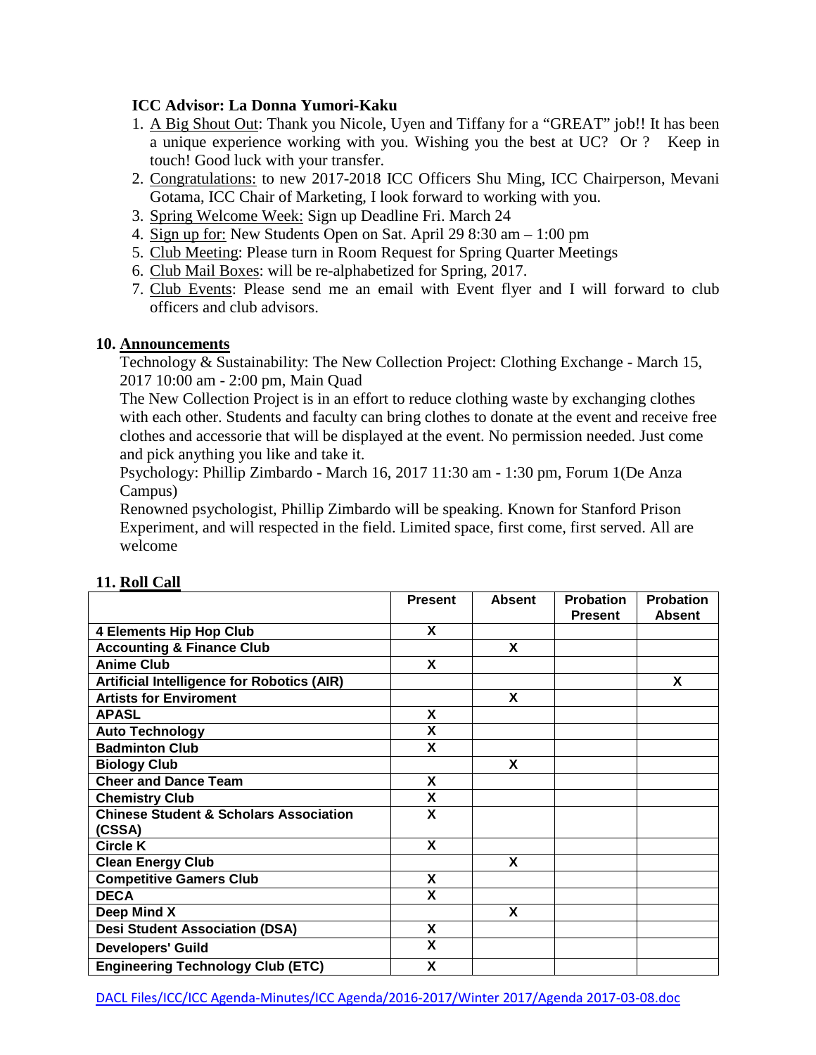**ICC Advisor: La Donna Yumori-Kaku**

1. A Big Shout Out: Thank you Nicole, Uyen and Tiffany for a "GREAT" job!! It has been a unique experience working with you. Wishing you the best at UC? Or ? Keep in touch! Good luck with your transfer.
2. Congratulations: to new 2017-2018 ICC Officers Shu Ming, ICC Chairperson, Mevani Gotama, ICC Chair of Marketing, I look forward to working with you.
3. Spring Welcome Week: Sign up Deadline Fri. March 24
4. Sign up for: New Students Open on Sat. April 29 8:30 am – 1:00 pm
5. Club Meeting: Please turn in Room Request for Spring Quarter Meetings
6. Club Mail Boxes: will be re-alphabetized for Spring, 2017.
7. Club Events: Please send me an email with Event flyer and I will forward to club officers and club advisors.

## 10. Announcements

Technology & Sustainability: The New Collection Project: Clothing Exchange - March 15, 2017 10:00 am - 2:00 pm, Main Quad

The New Collection Project is in an effort to reduce clothing waste by exchanging clothes with each other. Students and faculty can bring clothes to donate at the event and receive free clothes and accessorie that will be displayed at the event. No permission needed. Just come and pick anything you like and take it.

Psychology: Phillip Zimbardo - March 16, 2017 11:30 am - 1:30 pm, Forum 1(De Anza Campus)

Renowned psychologist, Phillip Zimbardo will be speaking. Known for Stanford Prison Experiment, and will respected in the field. Limited space, first come, first served. All are welcome

## 11. Roll Call

| | Present | Absent | Probation Present | Probation Absent |
|---|---|---|---|---|
| **4 Elements Hip Hop Club** | X | | | |
| **Accounting & Finance Club** | | X | | |
| **Anime Club** | X | | | |
| **Artificial Intelligence for Robotics (AIR)** | | | | X |
| **Artists for Enviroment** | | X | | |
| **APASL** | X | | | |
| **Auto Technology** | X | | | |
| **Badminton Club** | X | | | |
| **Biology Club** | | X | | |
| **Cheer and Dance Team** | X | | | |
| **Chemistry Club** | X | | | |
| **Chinese Student & Scholars Association (CSSA)** | X | | | |
| **Circle K** | X | | | |
| **Clean Energy Club** | | X | | |
| **Competitive Gamers Club** | X | | | |
| **DECA** | X | | | |
| **Deep Mind X** | | X | | |
| **Desi Student Association (DSA)** | X | | | |
| **Developers' Guild** | X | | | |
| **Engineering Technology Club (ETC)** | X | | | |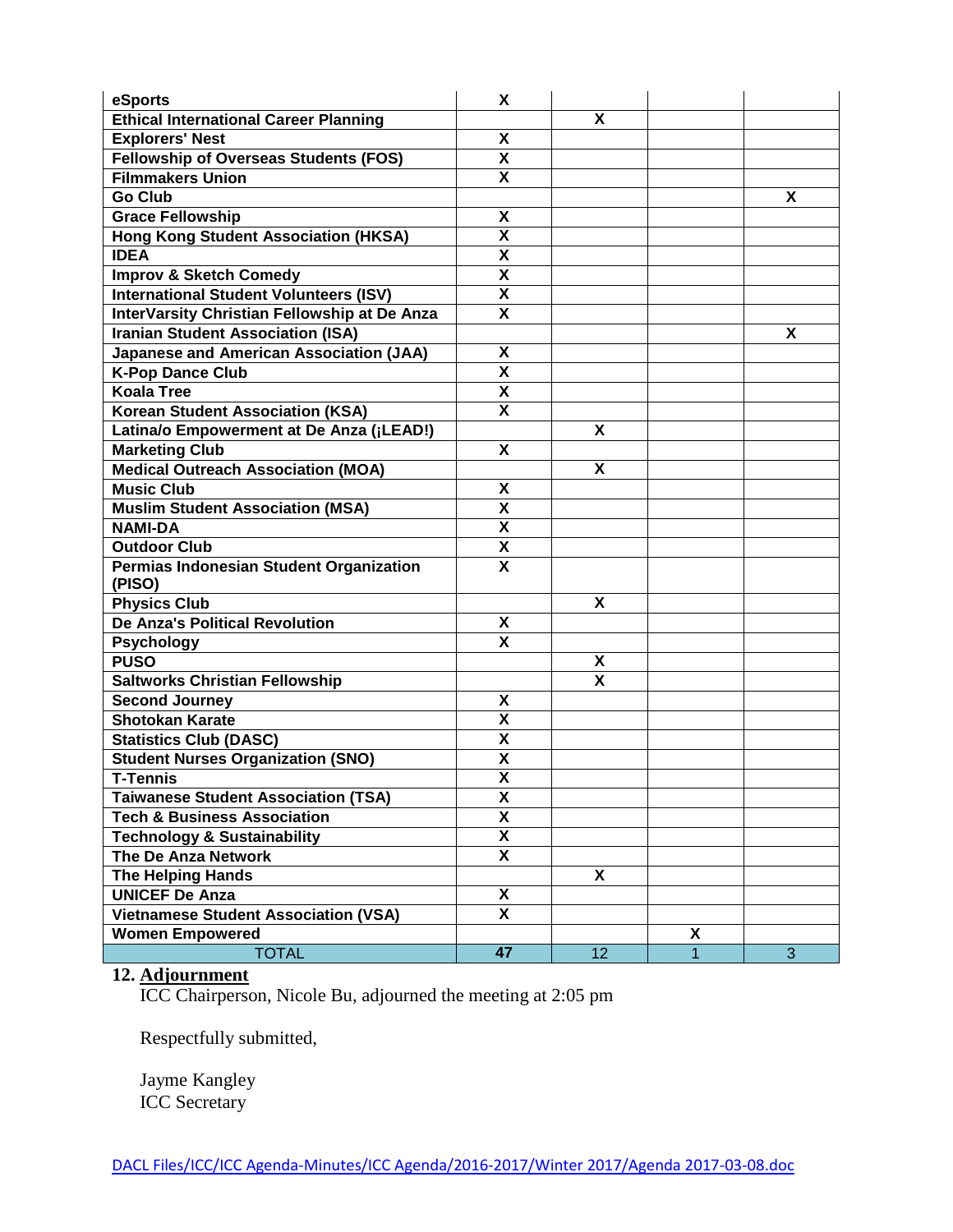| | | | | |
|---|---|---|---|---|
| **eSports** | **X** | | | |
| **Ethical International Career Planning** | | **X** | | |
| **Explorers' Nest** | **X** | | | |
| **Fellowship of Overseas Students (FOS)** | **X** | | | |
| **Filmmakers Union** | **X** | | | |
| **Go Club** | | | | **X** |
| **Grace Fellowship** | **X** | | | |
| **Hong Kong Student Association (HKSA)** | **X** | | | |
| **IDEA** | **X** | | | |
| **Improv & Sketch Comedy** | **X** | | | |
| **International Student Volunteers (ISV)** | **X** | | | |
| **InterVarsity Christian Fellowship at De Anza** | **X** | | | |
| **Iranian Student Association (ISA)** | | | | **X** |
| **Japanese and American Association (JAA)** | **X** | | | |
| **K-Pop Dance Club** | **X** | | | |
| **Koala Tree** | **X** | | | |
| **Korean Student Association (KSA)** | **X** | | | |
| **Latina/o Empowerment at De Anza (¡LEAD!)** | | **X** | | |
| **Marketing Club** | **X** | | | |
| **Medical Outreach Association (MOA)** | | **X** | | |
| **Music Club** | **X** | | | |
| **Muslim Student Association (MSA)** | **X** | | | |
| **NAMI-DA** | **X** | | | |
| **Outdoor Club** | **X** | | | |
| **Permias Indonesian Student Organization (PISO)** | **X** | | | |
| **Physics Club** | | **X** | | |
| **De Anza's Political Revolution** | **X** | | | |
| **Psychology** | **X** | | | |
| **PUSO** | | **X** | | |
| **Saltworks Christian Fellowship** | | **X** | | |
| **Second Journey** | **X** | | | |
| **Shotokan Karate** | **X** | | | |
| **Statistics Club (DASC)** | **X** | | | |
| **Student Nurses Organization (SNO)** | **X** | | | |
| **T-Tennis** | **X** | | | |
| **Taiwanese Student Association (TSA)** | **X** | | | |
| **Tech & Business Association** | **X** | | | |
| **Technology & Sustainability** | **X** | | | |
| **The De Anza Network** | **X** | | | |
| **The Helping Hands** | | **X** | | |
| **UNICEF De Anza** | **X** | | | |
| **Vietnamese Student Association (VSA)** | **X** | | | |
| **Women Empowered** | | | **X** | |
| TOTAL | **47** | 12 | 1 | 3 |

**12. Adjournment**

ICC Chairperson, Nicole Bu, adjourned the meeting at 2:05 pm

Respectfully submitted,

Jayme Kangley
ICC Secretary

DACL Files/ICC/ICC Agenda-Minutes/ICC Agenda/2016-2017/Winter 2017/Agenda 2017-03-08.doc